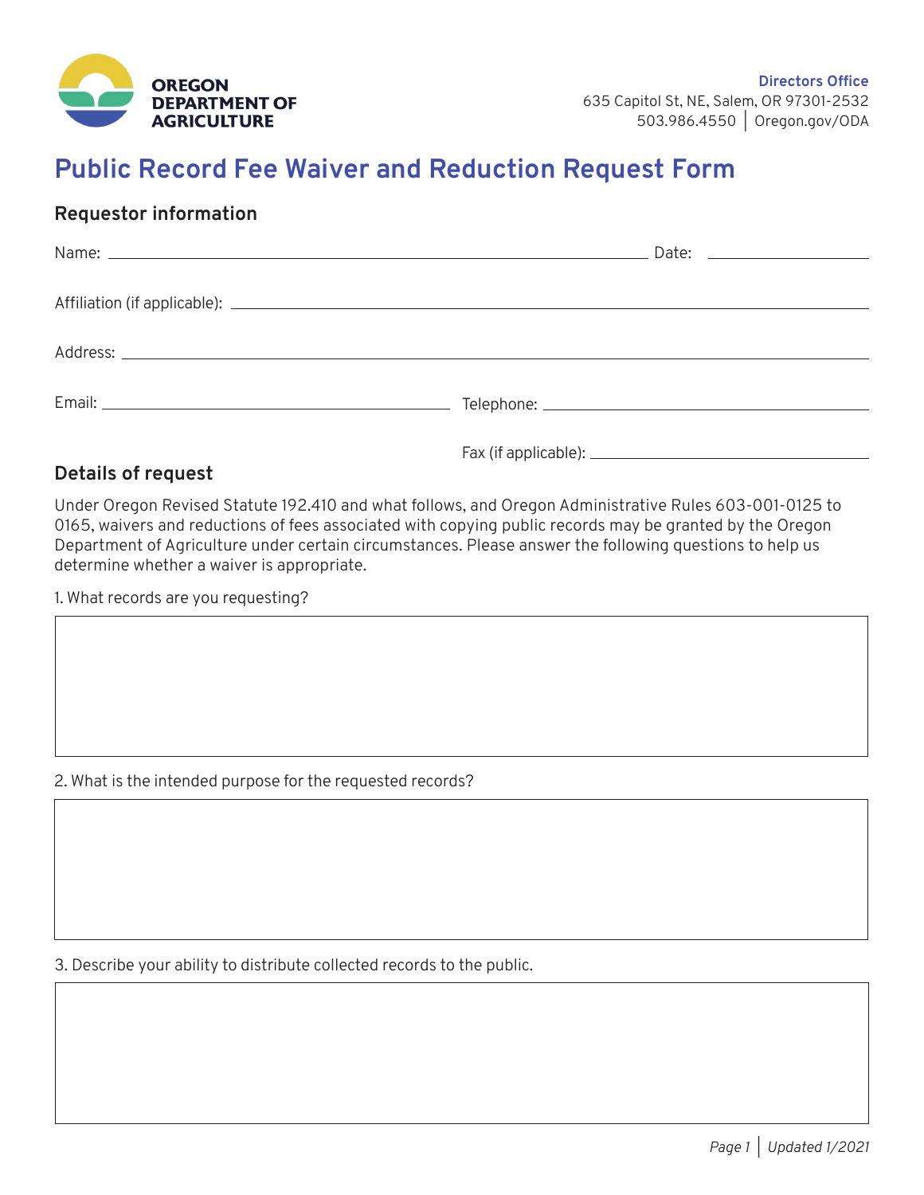**OREGON DEPARTMENT OF AGRICULTURE**

**Directors Office**
635 Capitol St, NE, Salem, OR 97301-2532
503.986.4550 | Oregon.gov/ODA

# Public Record Fee Waiver and Reduction Request Form

## Requestor information

Name: ______________________________ Date: ______________

Affiliation (if applicable): ______________________________

Address: ______________________________

Email: ______________________________ Telephone: ______________________________

Fax (if applicable): ______________________________

## Details of request

Under Oregon Revised Statute 192.410 and what follows, and Oregon Administrative Rules 603-001-0125 to 0165, waivers and reductions of fees associated with copying public records may be granted by the Oregon Department of Agriculture under certain circumstances. Please answer the following questions to help us determine whether a waiver is appropriate.

1. What records are you requesting?

2. What is the intended purpose for the requested records?

3. Describe your ability to distribute collected records to the public.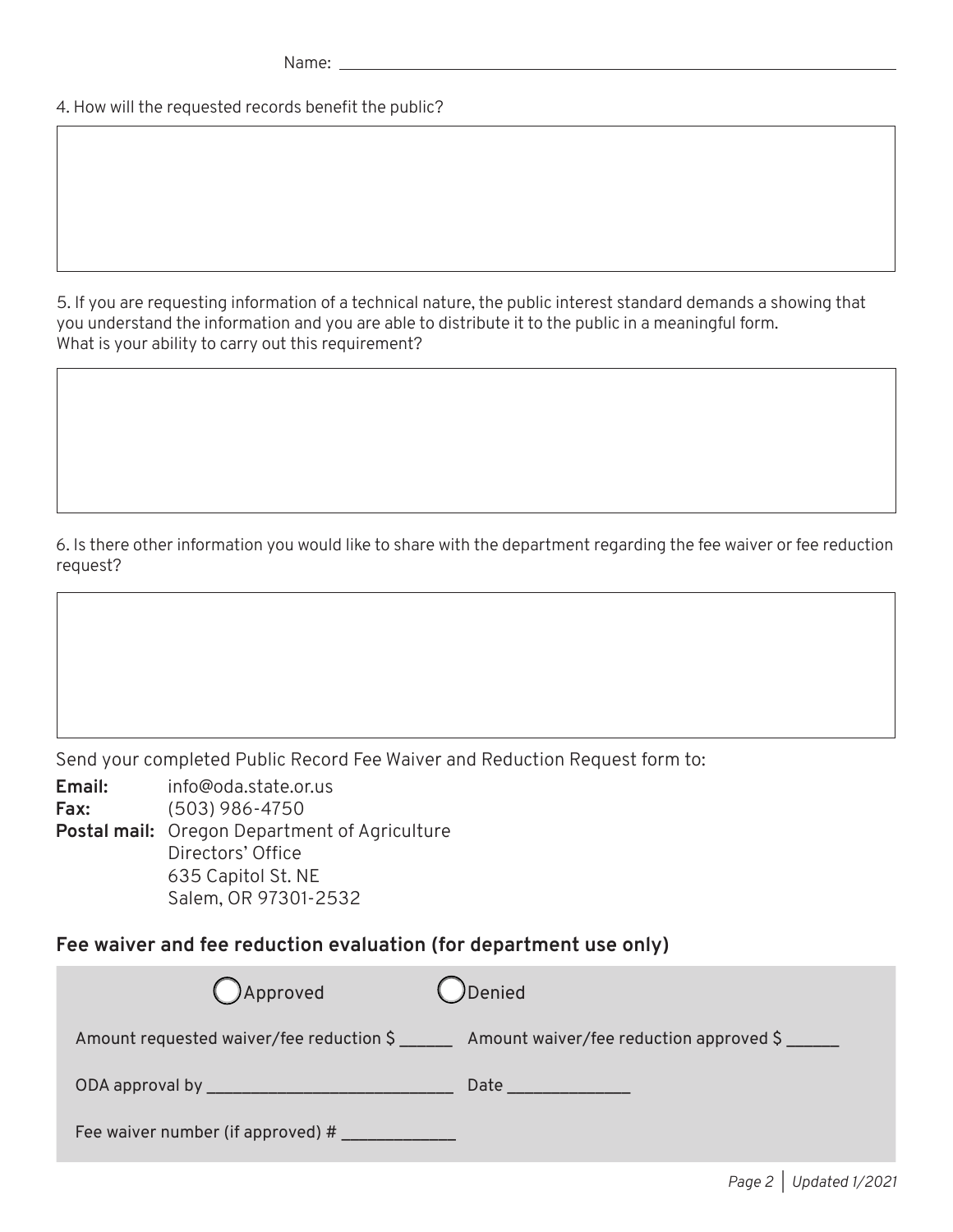Name: ______________________________

4. How will the requested records benefit the public?

5. If you are requesting information of a technical nature, the public interest standard demands a showing that you understand the information and you are able to distribute it to the public in a meaningful form. What is your ability to carry out this requirement?

6. Is there other information you would like to share with the department regarding the fee waiver or fee reduction request?

Send your completed Public Record Fee Waiver and Reduction Request form to:

**Email:** info@oda.state.or.us
**Fax:** (503) 986-4750
**Postal mail:** Oregon Department of Agriculture
Directors' Office
635 Capitol St. NE
Salem, OR 97301-2532

## Fee waiver and fee reduction evaluation (for department use only)

◯ Approved ◯ Denied

Amount requested waiver/fee reduction $ ______ Amount waiver/fee reduction approved $ ______

ODA approval by ____________________________ Date ______________

Fee waiver number (if approved) # _____________